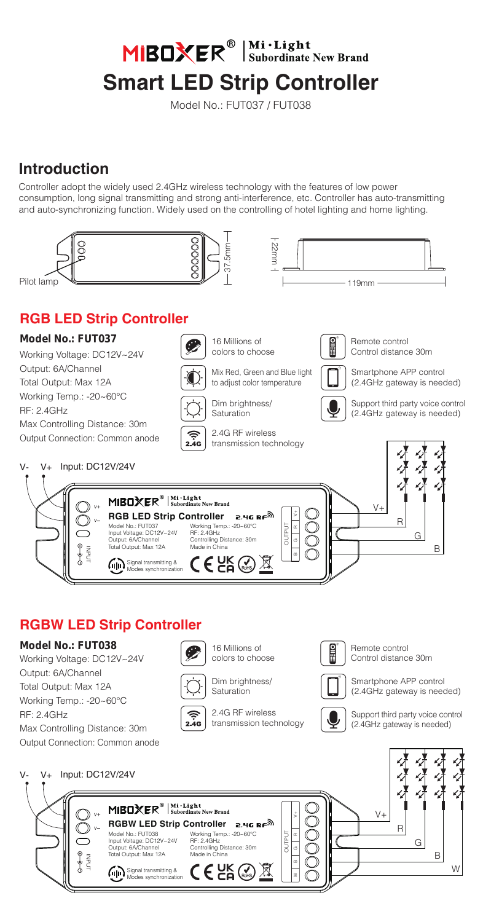# MiBOXER® Mi·Light Subordinate New Brand

# Smart LED Strip Controller

Model No.: FUT037 / FUT038

## Introduction

Controller adopt the widely used 2.4GHz wireless technology with the features of low power consumption, long signal transmitting and strong anti-interference, etc. Controller has auto-transmitting and auto-synchronizing function. Widely used on the controlling of hotel lighting and home lighting.

Pilot lamp

37.5mm

22mm

119mm

## RGB LED Strip Controller

**Model No.: FUT037**

Working Voltage: DC12V~24V
Output: 6A/Channel
Total Output: Max 12A
Working Temp.: -20~60°C
RF: 2.4GHz
Max Controlling Distance: 30m
Output Connection: Common anode

- 16 Millions of colors to choose
- Mix Red, Green and Blue light to adjust color temperature
- Dim brightness/ Saturation
- 2.4G RF wireless transmission technology
- Remote control Control distance 30m
- Smartphone APP control (2.4GHz gateway is needed)
- Support third party voice control (2.4GHz gateway is needed)

V- V+ Input: DC12V/24V

MiBOXER® Mi·Light Subordinate New Brand
RGB LED Strip Controller 2.4G RF
Model No.: FUT037
Input Voltage: DC12V~24V
Output: 6A/Channel
Total Output: Max 12A
Working Temp.: -20~60°C
RF: 2.4GHz
Controlling Distance: 30m
Made in China
Signal transmitting & Modes synchronization

INPUT / OUTPUT: V+ R G B

V+ R G B

## RGBW LED Strip Controller

**Model No.: FUT038**

Working Voltage: DC12V~24V
Output: 6A/Channel
Total Output: Max 12A
Working Temp.: -20~60°C
RF: 2.4GHz
Max Controlling Distance: 30m
Output Connection: Common anode

- 16 Millions of colors to choose
- Dim brightness/ Saturation
- 2.4G RF wireless transmission technology
- Remote control Control distance 30m
- Smartphone APP control (2.4GHz gateway is needed)
- Support third party voice control (2.4GHz gateway is needed)

V- V+ Input: DC12V/24V

MiBOXER® Mi·Light Subordinate New Brand
RGBW LED Strip Controller 2.4G RF
Model No.: FUT038
Input Voltage: DC12V~24V
Output: 6A/Channel
Total Output: Max 12A
Working Temp.: -20~60°C
RF: 2.4GHz
Controlling Distance: 30m
Made in China
Signal transmitting & Modes synchronization

INPUT / OUTPUT: V+ R G B W

V+ R G B W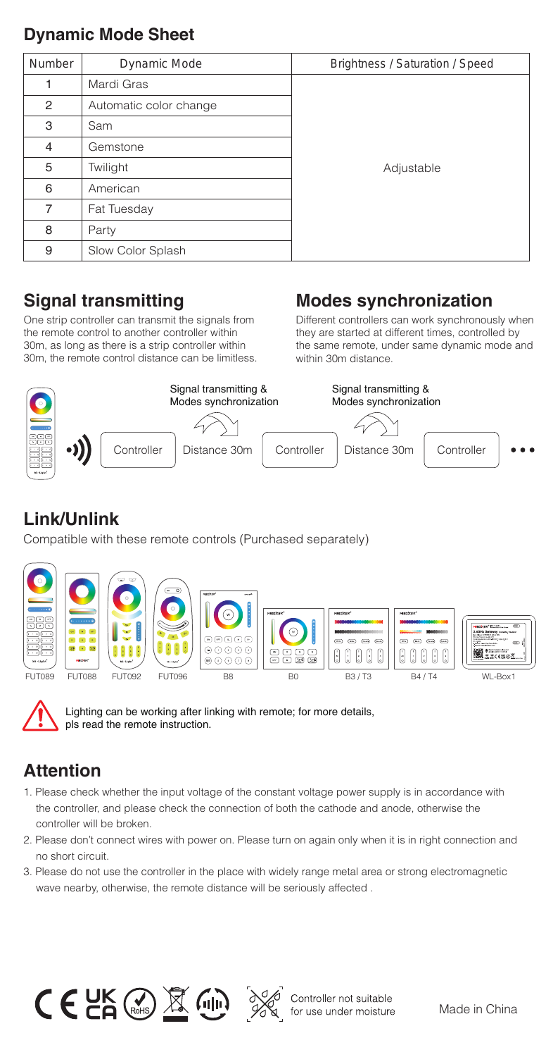## Dynamic Mode Sheet

| Number | Dynamic Mode | Brightness / Saturation / Speed |
|---|---|---|
| 1 | Mardi Gras | Adjustable |
| 2 | Automatic color change | |
| 3 | Sam | |
| 4 | Gemstone | |
| 5 | Twilight | |
| 6 | American | |
| 7 | Fat Tuesday | |
| 8 | Party | |
| 9 | Slow Color Splash | |

## Signal transmitting

One strip controller can transmit the signals from the remote control to another controller within 30m, as long as there is a strip controller within 30m, the remote control distance can be limitless.

## Modes synchronization

Different controllers can work synchronously when they are started at different times, controlled by the same remote, under same dynamic mode and within 30m distance.

Signal transmitting & Modes synchronization

Signal transmitting & Modes synchronization

Controller Distance 30m Controller Distance 30m Controller

## Link/Unlink

Compatible with these remote controls (Purchased separately)

FUT089 FUT088 FUT092 FUT096 B8 B0 B3 / T3 B4 / T4 WL-Box1

Lighting can be working after linking with remote; for more details, pls read the remote instruction.

## Attention

1. Please check whether the input voltage of the constant voltage power supply is in accordance with the controller, and please check the connection of both the cathode and anode, otherwise the controller will be broken.
2. Please don't connect wires with power on. Please turn on again only when it is in right connection and no short circuit.
3. Please do not use the controller in the place with widely range metal area or strong electromagnetic wave nearby, otherwise, the remote distance will be seriously affected .

Controller not suitable for use under moisture

Made in China